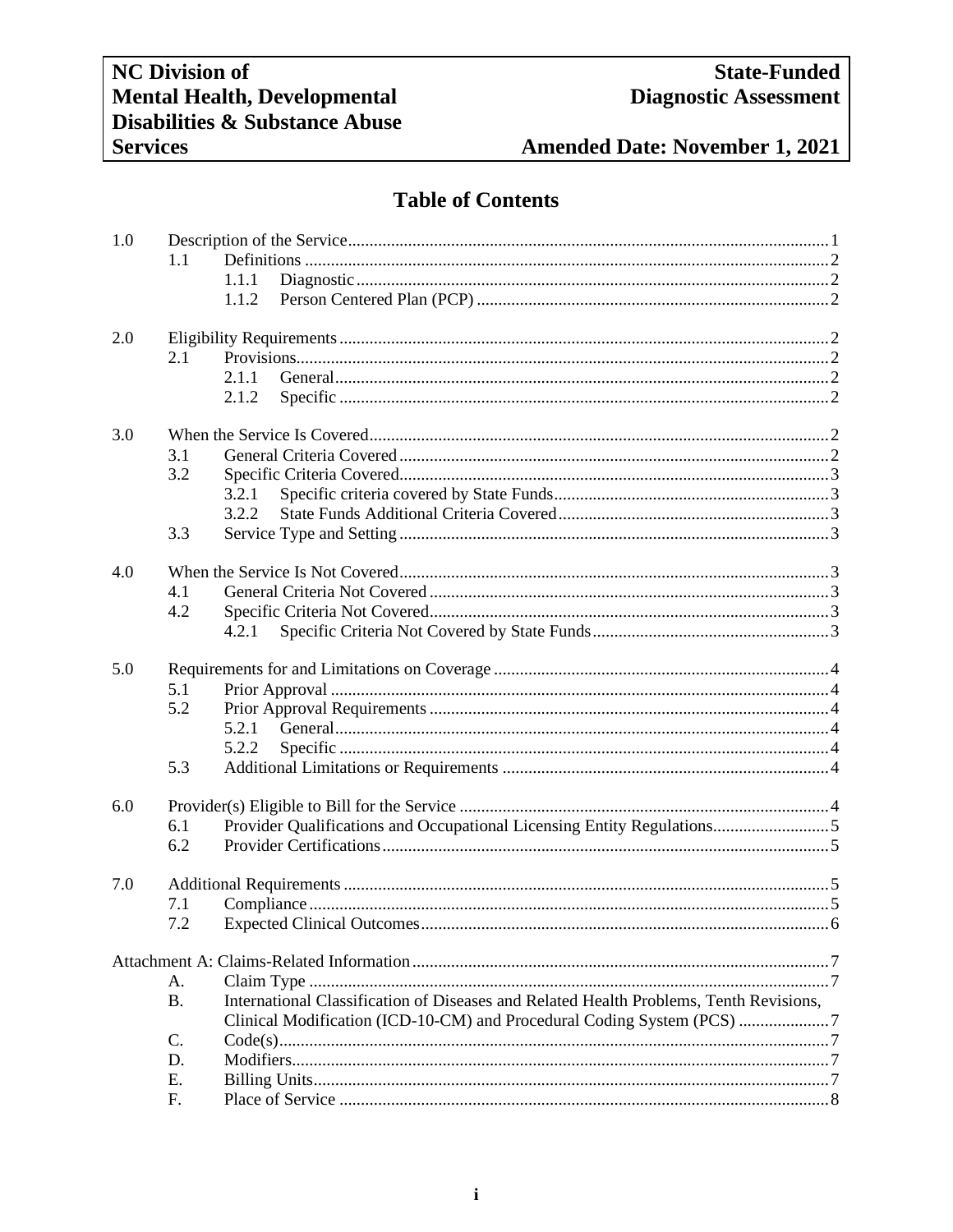# Table of Contents

1.0 Description of the Service ........ 1
- 1.1 Definitions ........ 2
  - 1.1.1 Diagnostic ........ 2
  - 1.1.2 Person Centered Plan (PCP) ........ 2

2.0 Eligibility Requirements ........ 2
- 2.1 Provisions ........ 2
  - 2.1.1 General ........ 2
  - 2.1.2 Specific ........ 2

3.0 When the Service Is Covered ........ 2
- 3.1 General Criteria Covered ........ 2
- 3.2 Specific Criteria Covered ........ 3
  - 3.2.1 Specific criteria covered by State Funds ........ 3
  - 3.2.2 State Funds Additional Criteria Covered ........ 3
- 3.3 Service Type and Setting ........ 3

4.0 When the Service Is Not Covered ........ 3
- 4.1 General Criteria Not Covered ........ 3
- 4.2 Specific Criteria Not Covered ........ 3
  - 4.2.1 Specific Criteria Not Covered by State Funds ........ 3

5.0 Requirements for and Limitations on Coverage ........ 4
- 5.1 Prior Approval ........ 4
- 5.2 Prior Approval Requirements ........ 4
  - 5.2.1 General ........ 4
  - 5.2.2 Specific ........ 4
- 5.3 Additional Limitations or Requirements ........ 4

6.0 Provider(s) Eligible to Bill for the Service ........ 4
- 6.1 Provider Qualifications and Occupational Licensing Entity Regulations ........ 5
- 6.2 Provider Certifications ........ 5

7.0 Additional Requirements ........ 5
- 7.1 Compliance ........ 5
- 7.2 Expected Clinical Outcomes ........ 6

Attachment A: Claims-Related Information ........ 7
- A. Claim Type ........ 7
- B. International Classification of Diseases and Related Health Problems, Tenth Revisions, Clinical Modification (ICD-10-CM) and Procedural Coding System (PCS) ........ 7
- C. Code(s) ........ 7
- D. Modifiers ........ 7
- E. Billing Units ........ 7
- F. Place of Service ........ 8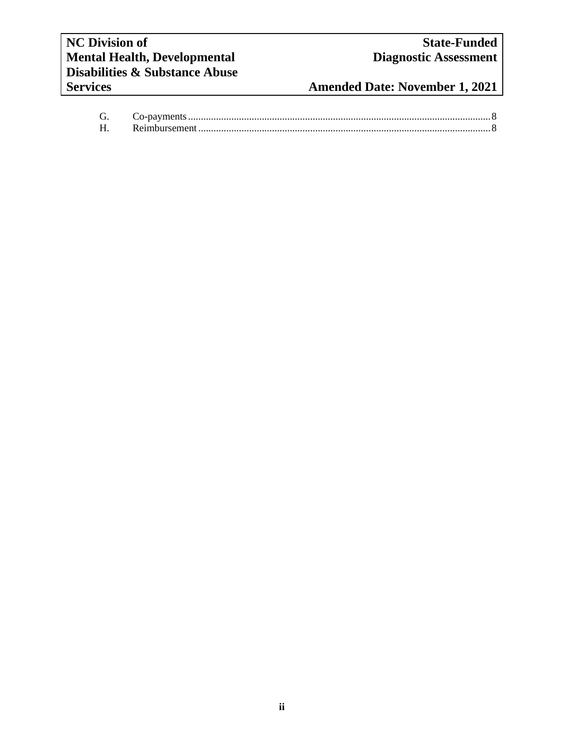G. Co-payments ........................................................................................................................ 8
H. Reimbursement ..................................................................................................................... 8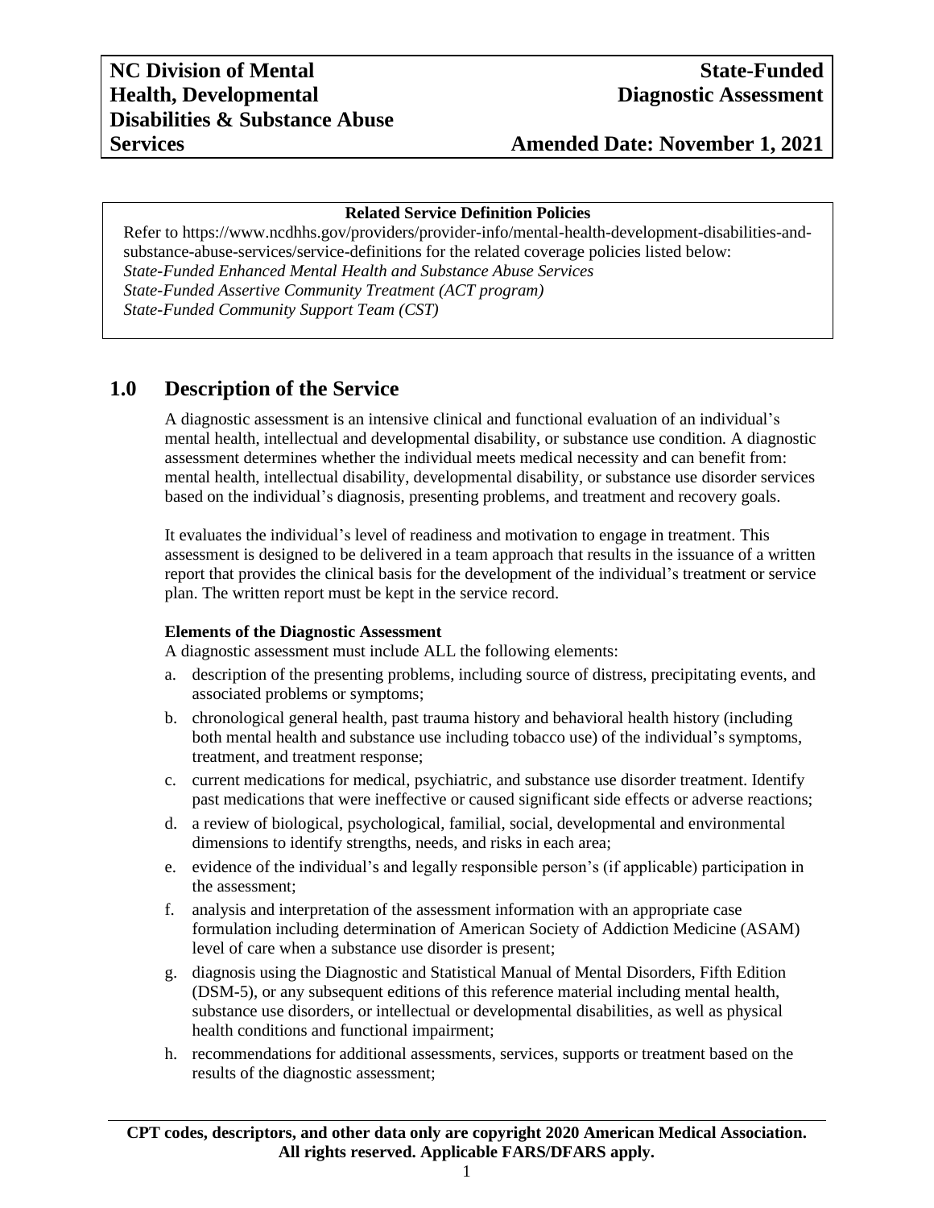**Related Service Definition Policies**

Refer to https://www.ncdhhs.gov/providers/provider-info/mental-health-development-disabilities-and-substance-abuse-services/service-definitions for the related coverage policies listed below:

*State-Funded Enhanced Mental Health and Substance Abuse Services*
*State-Funded Assertive Community Treatment (ACT program)*
*State-Funded Community Support Team (CST)*

## 1.0 Description of the Service

A diagnostic assessment is an intensive clinical and functional evaluation of an individual's mental health, intellectual and developmental disability, or substance use condition. A diagnostic assessment determines whether the individual meets medical necessity and can benefit from: mental health, intellectual disability, developmental disability, or substance use disorder services based on the individual's diagnosis, presenting problems, and treatment and recovery goals.

It evaluates the individual's level of readiness and motivation to engage in treatment. This assessment is designed to be delivered in a team approach that results in the issuance of a written report that provides the clinical basis for the development of the individual's treatment or service plan. The written report must be kept in the service record.

**Elements of the Diagnostic Assessment**

A diagnostic assessment must include ALL the following elements:

a. description of the presenting problems, including source of distress, precipitating events, and associated problems or symptoms;
b. chronological general health, past trauma history and behavioral health history (including both mental health and substance use including tobacco use) of the individual's symptoms, treatment, and treatment response;
c. current medications for medical, psychiatric, and substance use disorder treatment. Identify past medications that were ineffective or caused significant side effects or adverse reactions;
d. a review of biological, psychological, familial, social, developmental and environmental dimensions to identify strengths, needs, and risks in each area;
e. evidence of the individual's and legally responsible person's (if applicable) participation in the assessment;
f. analysis and interpretation of the assessment information with an appropriate case formulation including determination of American Society of Addiction Medicine (ASAM) level of care when a substance use disorder is present;
g. diagnosis using the Diagnostic and Statistical Manual of Mental Disorders, Fifth Edition (DSM-5), or any subsequent editions of this reference material including mental health, substance use disorders, or intellectual or developmental disabilities, as well as physical health conditions and functional impairment;
h. recommendations for additional assessments, services, supports or treatment based on the results of the diagnostic assessment;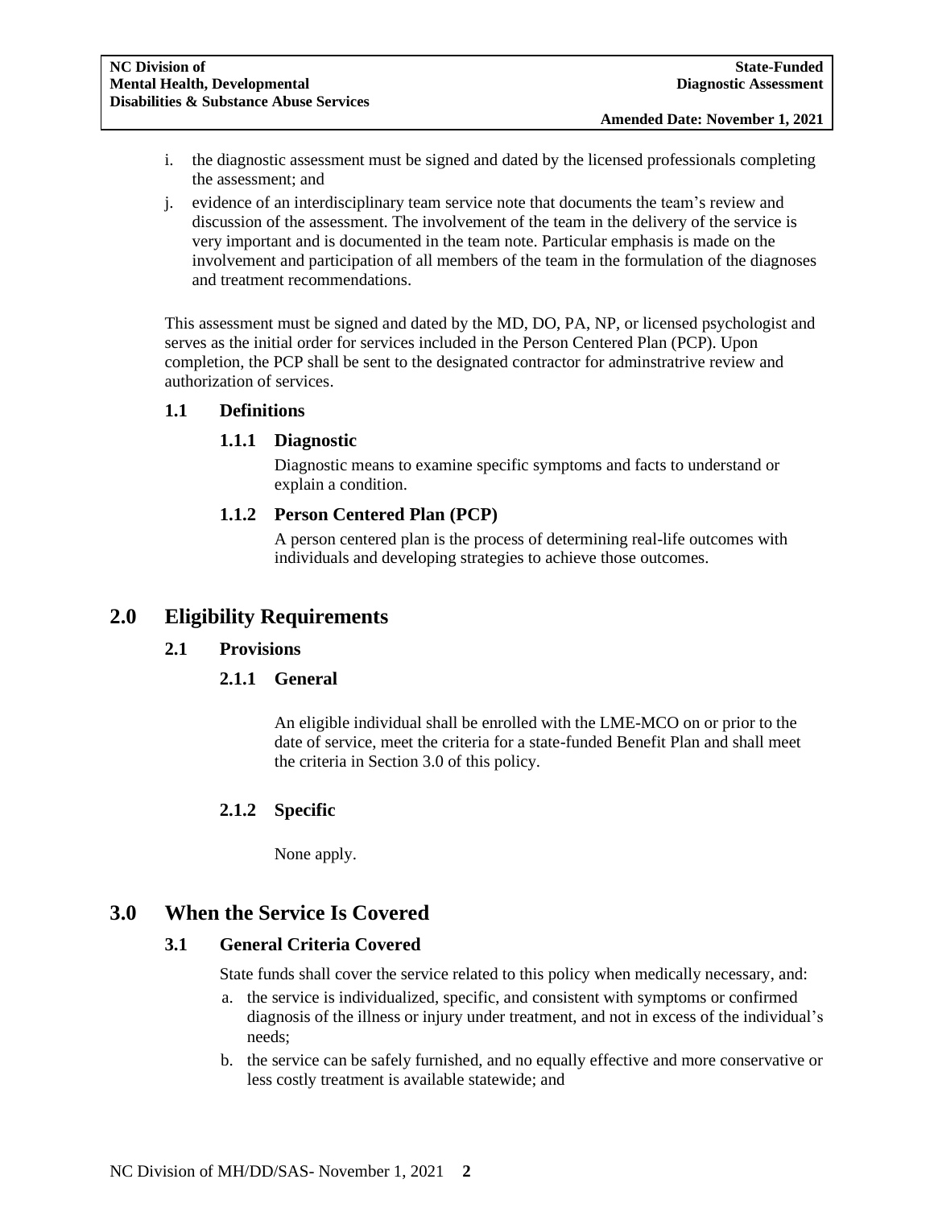i. the diagnostic assessment must be signed and dated by the licensed professionals completing the assessment; and

j. evidence of an interdisciplinary team service note that documents the team's review and discussion of the assessment. The involvement of the team in the delivery of the service is very important and is documented in the team note. Particular emphasis is made on the involvement and participation of all members of the team in the formulation of the diagnoses and treatment recommendations.

This assessment must be signed and dated by the MD, DO, PA, NP, or licensed psychologist and serves as the initial order for services included in the Person Centered Plan (PCP). Upon completion, the PCP shall be sent to the designated contractor for adminstratrive review and authorization of services.

### 1.1 Definitions

#### 1.1.1 Diagnostic

Diagnostic means to examine specific symptoms and facts to understand or explain a condition.

#### 1.1.2 Person Centered Plan (PCP)

A person centered plan is the process of determining real-life outcomes with individuals and developing strategies to achieve those outcomes.

## 2.0 Eligibility Requirements

### 2.1 Provisions

#### 2.1.1 General

An eligible individual shall be enrolled with the LME-MCO on or prior to the date of service, meet the criteria for a state-funded Benefit Plan and shall meet the criteria in Section 3.0 of this policy.

#### 2.1.2 Specific

None apply.

## 3.0 When the Service Is Covered

### 3.1 General Criteria Covered

State funds shall cover the service related to this policy when medically necessary, and:

a. the service is individualized, specific, and consistent with symptoms or confirmed diagnosis of the illness or injury under treatment, and not in excess of the individual's needs;

b. the service can be safely furnished, and no equally effective and more conservative or less costly treatment is available statewide; and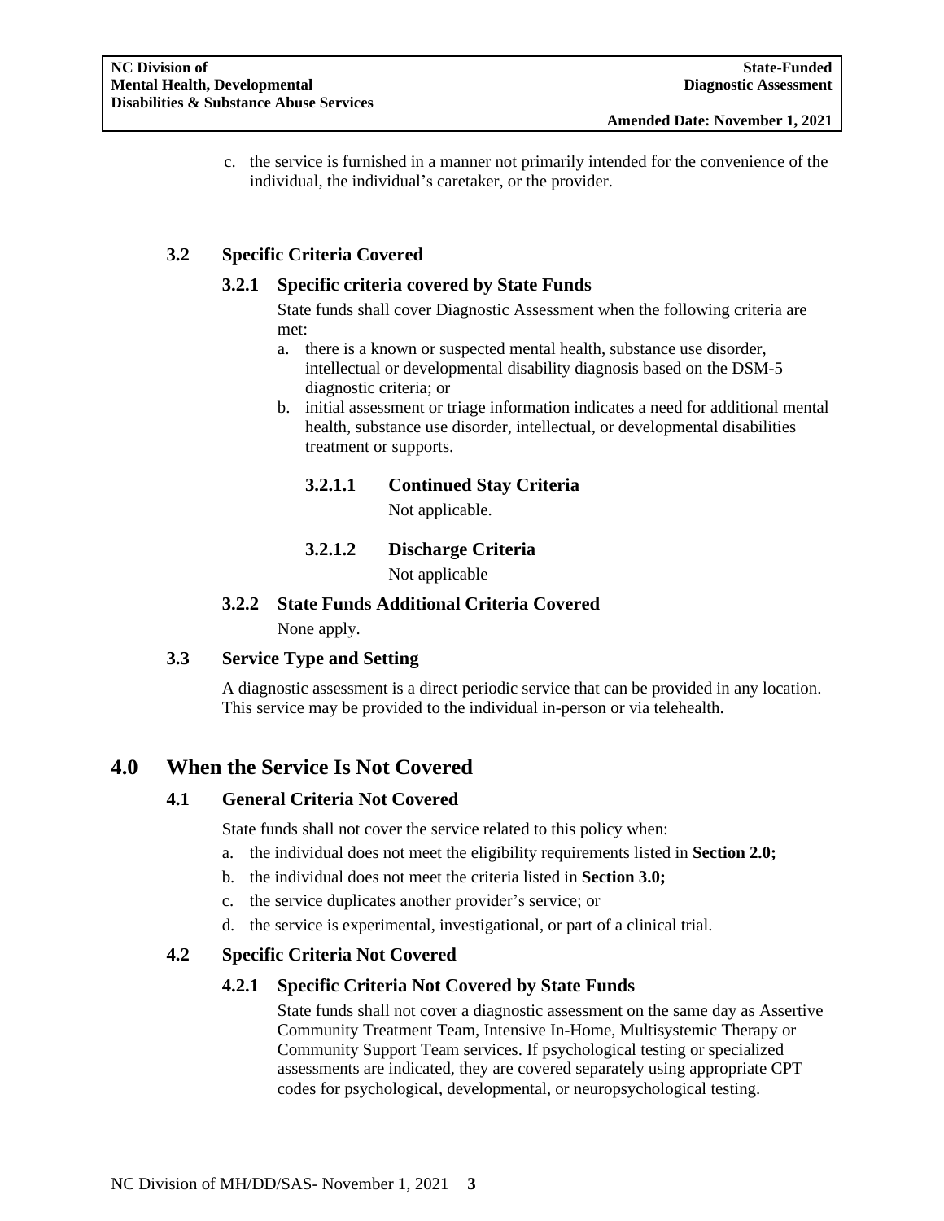c. the service is furnished in a manner not primarily intended for the convenience of the individual, the individual's caretaker, or the provider.

### 3.2 Specific Criteria Covered

#### 3.2.1 Specific criteria covered by State Funds

State funds shall cover Diagnostic Assessment when the following criteria are met:

a. there is a known or suspected mental health, substance use disorder, intellectual or developmental disability diagnosis based on the DSM-5 diagnostic criteria; or
b. initial assessment or triage information indicates a need for additional mental health, substance use disorder, intellectual, or developmental disabilities treatment or supports.

##### 3.2.1.1 Continued Stay Criteria

Not applicable.

##### 3.2.1.2 Discharge Criteria

Not applicable

#### 3.2.2 State Funds Additional Criteria Covered

None apply.

### 3.3 Service Type and Setting

A diagnostic assessment is a direct periodic service that can be provided in any location. This service may be provided to the individual in-person or via telehealth.

## 4.0 When the Service Is Not Covered

### 4.1 General Criteria Not Covered

State funds shall not cover the service related to this policy when:

a. the individual does not meet the eligibility requirements listed in **Section 2.0;**
b. the individual does not meet the criteria listed in **Section 3.0;**
c. the service duplicates another provider's service; or
d. the service is experimental, investigational, or part of a clinical trial.

### 4.2 Specific Criteria Not Covered

#### 4.2.1 Specific Criteria Not Covered by State Funds

State funds shall not cover a diagnostic assessment on the same day as Assertive Community Treatment Team, Intensive In-Home, Multisystemic Therapy or Community Support Team services. If psychological testing or specialized assessments are indicated, they are covered separately using appropriate CPT codes for psychological, developmental, or neuropsychological testing.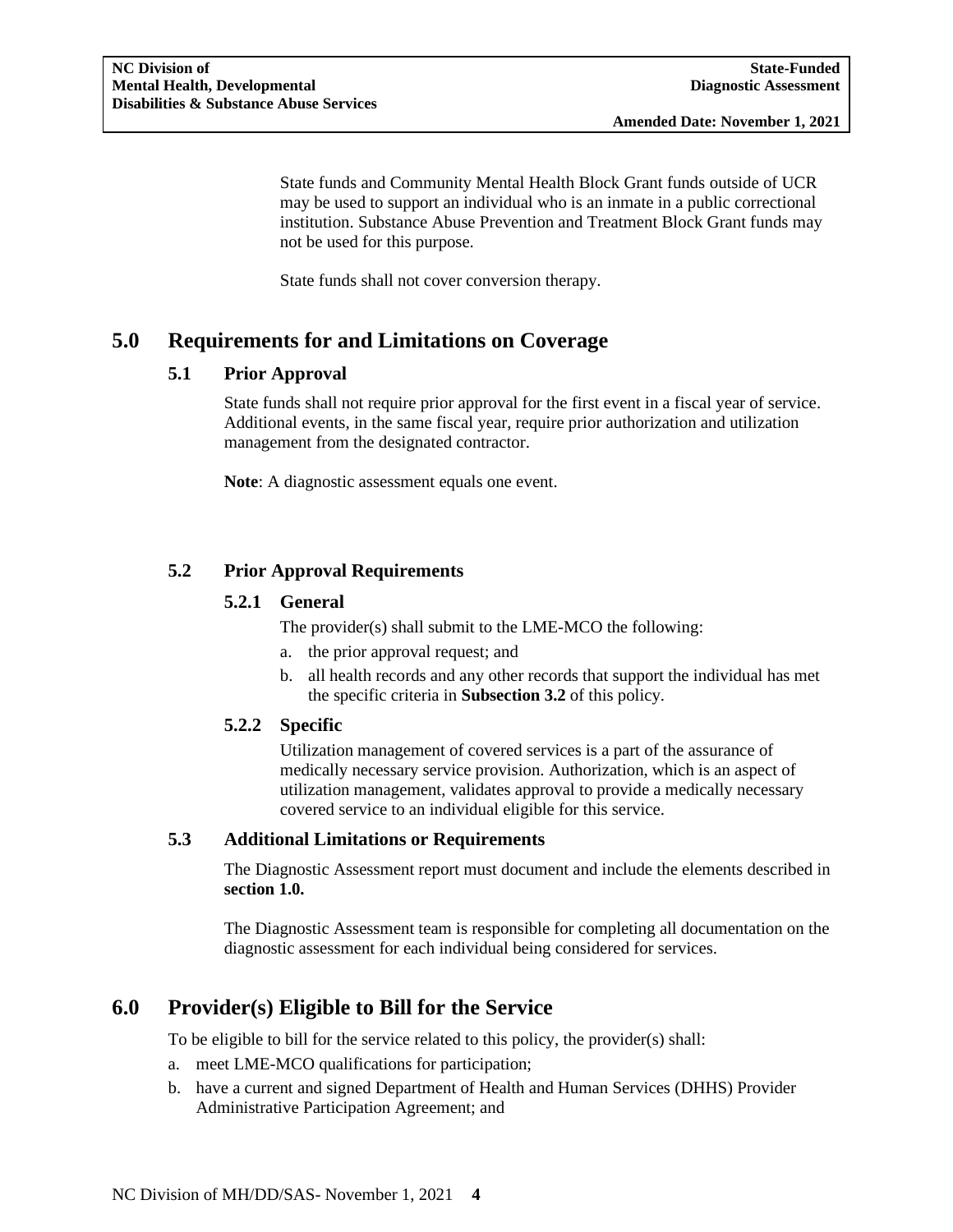State funds and Community Mental Health Block Grant funds outside of UCR may be used to support an individual who is an inmate in a public correctional institution. Substance Abuse Prevention and Treatment Block Grant funds may not be used for this purpose.

State funds shall not cover conversion therapy.

# 5.0 Requirements for and Limitations on Coverage

## 5.1 Prior Approval

State funds shall not require prior approval for the first event in a fiscal year of service. Additional events, in the same fiscal year, require prior authorization and utilization management from the designated contractor.

**Note**: A diagnostic assessment equals one event.

## 5.2 Prior Approval Requirements

### 5.2.1 General

The provider(s) shall submit to the LME-MCO the following:

a. the prior approval request; and
b. all health records and any other records that support the individual has met the specific criteria in **Subsection 3.2** of this policy.

### 5.2.2 Specific

Utilization management of covered services is a part of the assurance of medically necessary service provision. Authorization, which is an aspect of utilization management, validates approval to provide a medically necessary covered service to an individual eligible for this service.

## 5.3 Additional Limitations or Requirements

The Diagnostic Assessment report must document and include the elements described in **section 1.0.**

The Diagnostic Assessment team is responsible for completing all documentation on the diagnostic assessment for each individual being considered for services.

# 6.0 Provider(s) Eligible to Bill for the Service

To be eligible to bill for the service related to this policy, the provider(s) shall:

a. meet LME-MCO qualifications for participation;
b. have a current and signed Department of Health and Human Services (DHHS) Provider Administrative Participation Agreement; and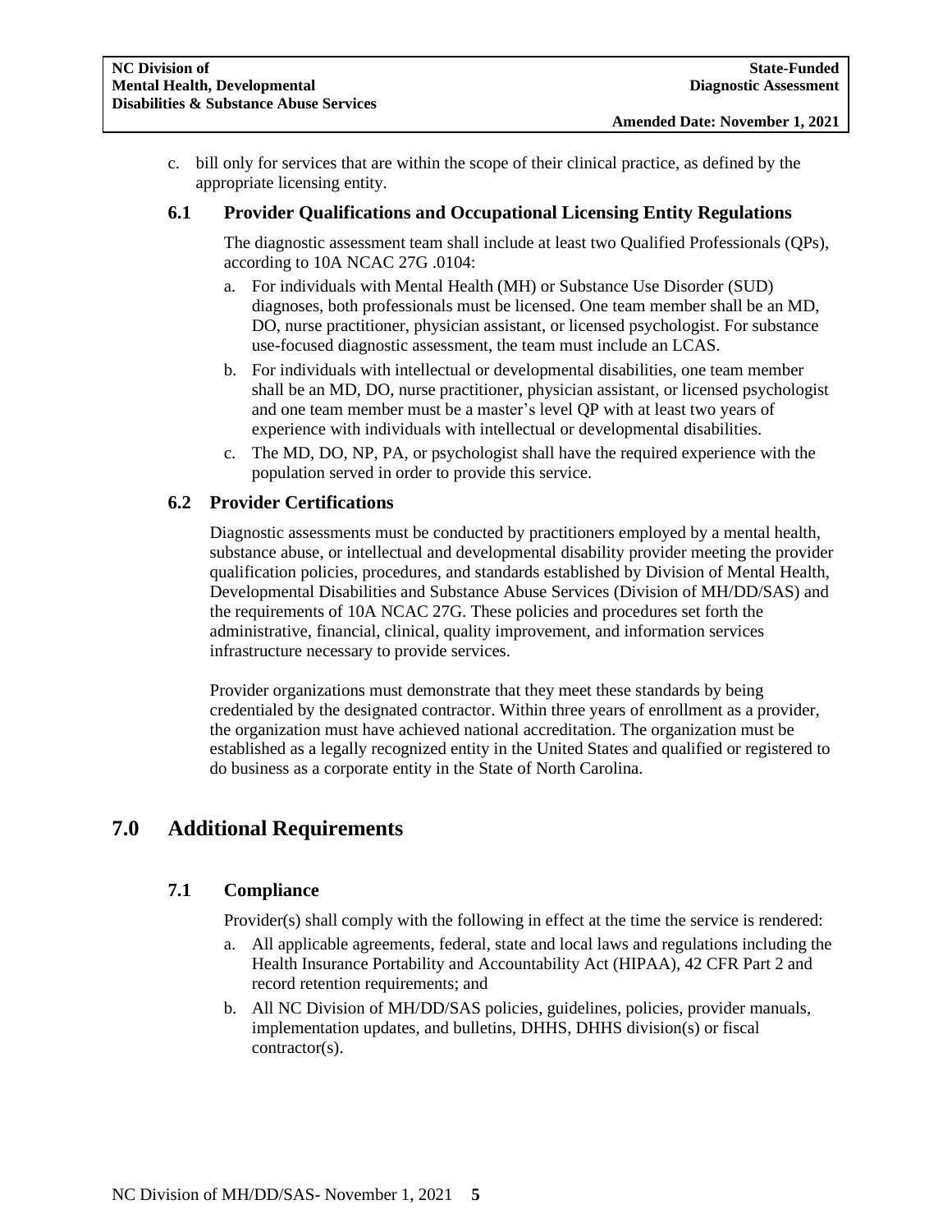c. bill only for services that are within the scope of their clinical practice, as defined by the appropriate licensing entity.

### 6.1 Provider Qualifications and Occupational Licensing Entity Regulations

The diagnostic assessment team shall include at least two Qualified Professionals (QPs), according to 10A NCAC 27G .0104:

a. For individuals with Mental Health (MH) or Substance Use Disorder (SUD) diagnoses, both professionals must be licensed. One team member shall be an MD, DO, nurse practitioner, physician assistant, or licensed psychologist. For substance use-focused diagnostic assessment, the team must include an LCAS.
b. For individuals with intellectual or developmental disabilities, one team member shall be an MD, DO, nurse practitioner, physician assistant, or licensed psychologist and one team member must be a master's level QP with at least two years of experience with individuals with intellectual or developmental disabilities.
c. The MD, DO, NP, PA, or psychologist shall have the required experience with the population served in order to provide this service.

### 6.2 Provider Certifications

Diagnostic assessments must be conducted by practitioners employed by a mental health, substance abuse, or intellectual and developmental disability provider meeting the provider qualification policies, procedures, and standards established by Division of Mental Health, Developmental Disabilities and Substance Abuse Services (Division of MH/DD/SAS) and the requirements of 10A NCAC 27G. These policies and procedures set forth the administrative, financial, clinical, quality improvement, and information services infrastructure necessary to provide services.

Provider organizations must demonstrate that they meet these standards by being credentialed by the designated contractor. Within three years of enrollment as a provider, the organization must have achieved national accreditation. The organization must be established as a legally recognized entity in the United States and qualified or registered to do business as a corporate entity in the State of North Carolina.

## 7.0 Additional Requirements

### 7.1 Compliance

Provider(s) shall comply with the following in effect at the time the service is rendered:

a. All applicable agreements, federal, state and local laws and regulations including the Health Insurance Portability and Accountability Act (HIPAA), 42 CFR Part 2 and record retention requirements; and
b. All NC Division of MH/DD/SAS policies, guidelines, policies, provider manuals, implementation updates, and bulletins, DHHS, DHHS division(s) or fiscal contractor(s).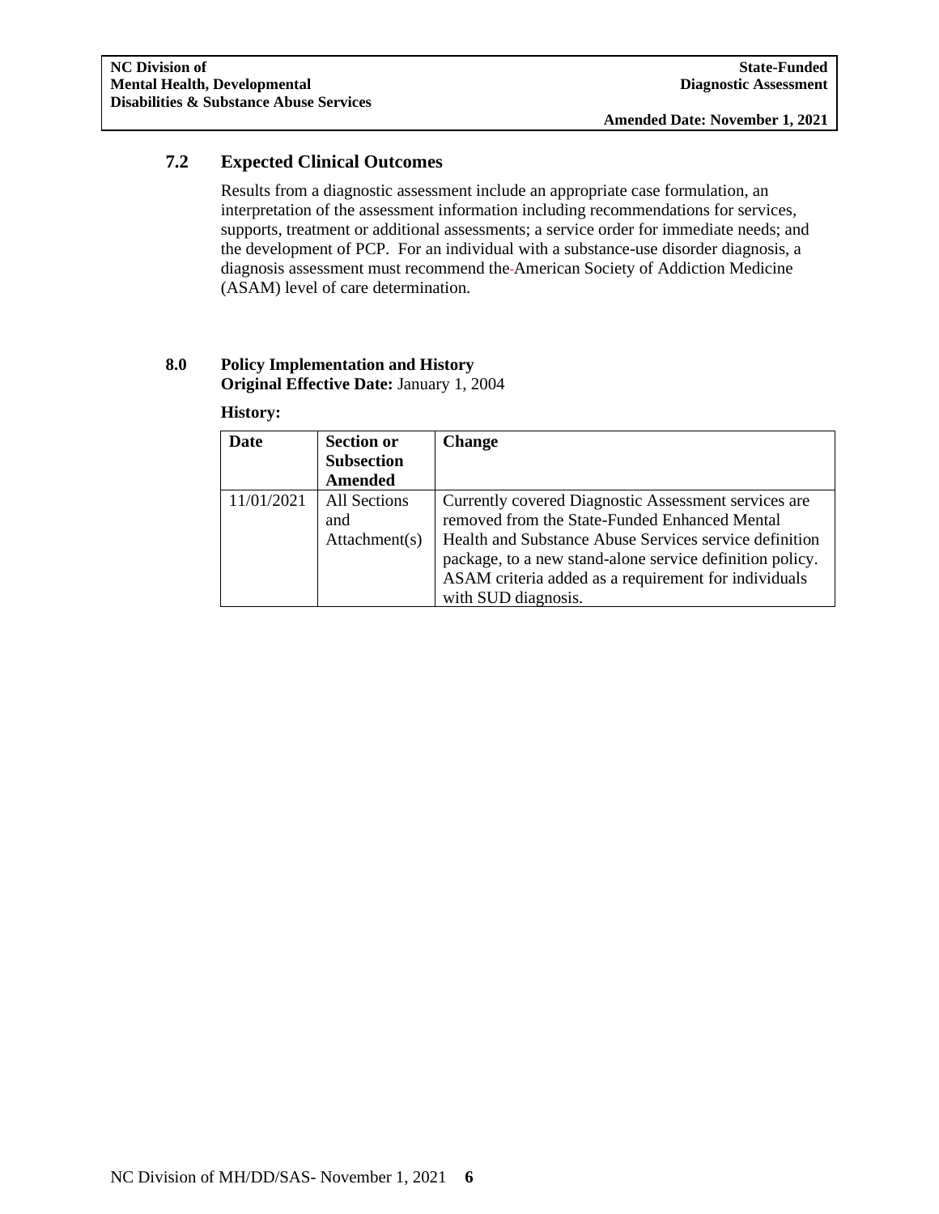### 7.2 Expected Clinical Outcomes

Results from a diagnostic assessment include an appropriate case formulation, an interpretation of the assessment information including recommendations for services, supports, treatment or additional assessments; a service order for immediate needs; and the development of PCP. For an individual with a substance-use disorder diagnosis, a diagnosis assessment must recommend the American Society of Addiction Medicine (ASAM) level of care determination.

## 8.0 Policy Implementation and History

**Original Effective Date:** January 1, 2004

**History:**

| Date | Section or Subsection Amended | Change |
|---|---|---|
| 11/01/2021 | All Sections and Attachment(s) | Currently covered Diagnostic Assessment services are removed from the State-Funded Enhanced Mental Health and Substance Abuse Services service definition package, to a new stand-alone service definition policy. ASAM criteria added as a requirement for individuals with SUD diagnosis. |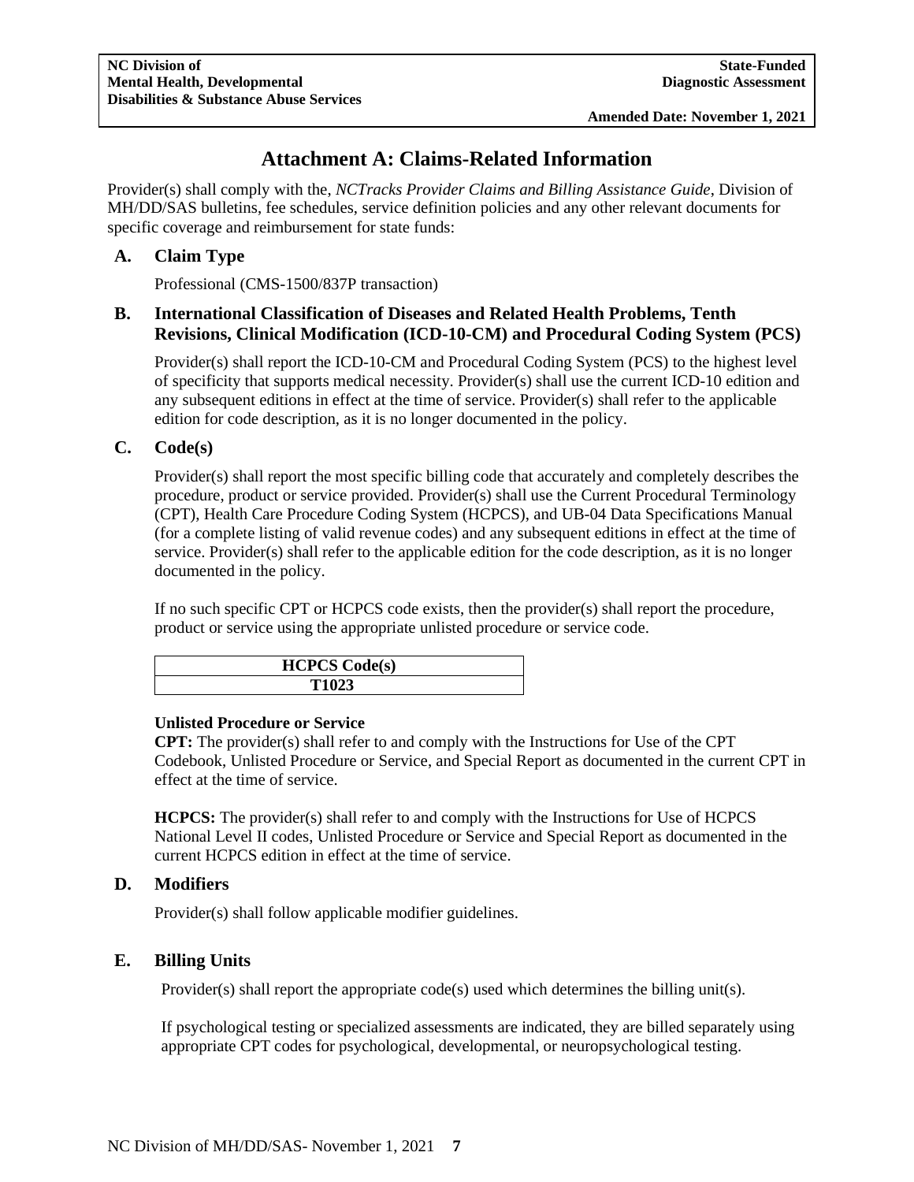# Attachment A: Claims-Related Information

Provider(s) shall comply with the, *NCTracks Provider Claims and Billing Assistance Guide*, Division of MH/DD/SAS bulletins, fee schedules, service definition policies and any other relevant documents for specific coverage and reimbursement for state funds:

## A. Claim Type

Professional (CMS-1500/837P transaction)

## B. International Classification of Diseases and Related Health Problems, Tenth Revisions, Clinical Modification (ICD-10-CM) and Procedural Coding System (PCS)

Provider(s) shall report the ICD-10-CM and Procedural Coding System (PCS) to the highest level of specificity that supports medical necessity. Provider(s) shall use the current ICD-10 edition and any subsequent editions in effect at the time of service. Provider(s) shall refer to the applicable edition for code description, as it is no longer documented in the policy.

## C. Code(s)

Provider(s) shall report the most specific billing code that accurately and completely describes the procedure, product or service provided. Provider(s) shall use the Current Procedural Terminology (CPT), Health Care Procedure Coding System (HCPCS), and UB-04 Data Specifications Manual (for a complete listing of valid revenue codes) and any subsequent editions in effect at the time of service. Provider(s) shall refer to the applicable edition for the code description, as it is no longer documented in the policy.

If no such specific CPT or HCPCS code exists, then the provider(s) shall report the procedure, product or service using the appropriate unlisted procedure or service code.

| HCPCS Code(s) |
| --- |
| T1023 |

**Unlisted Procedure or Service**

**CPT:** The provider(s) shall refer to and comply with the Instructions for Use of the CPT Codebook, Unlisted Procedure or Service, and Special Report as documented in the current CPT in effect at the time of service.

**HCPCS:** The provider(s) shall refer to and comply with the Instructions for Use of HCPCS National Level II codes, Unlisted Procedure or Service and Special Report as documented in the current HCPCS edition in effect at the time of service.

## D. Modifiers

Provider(s) shall follow applicable modifier guidelines.

## E. Billing Units

Provider(s) shall report the appropriate code(s) used which determines the billing unit(s).

If psychological testing or specialized assessments are indicated, they are billed separately using appropriate CPT codes for psychological, developmental, or neuropsychological testing.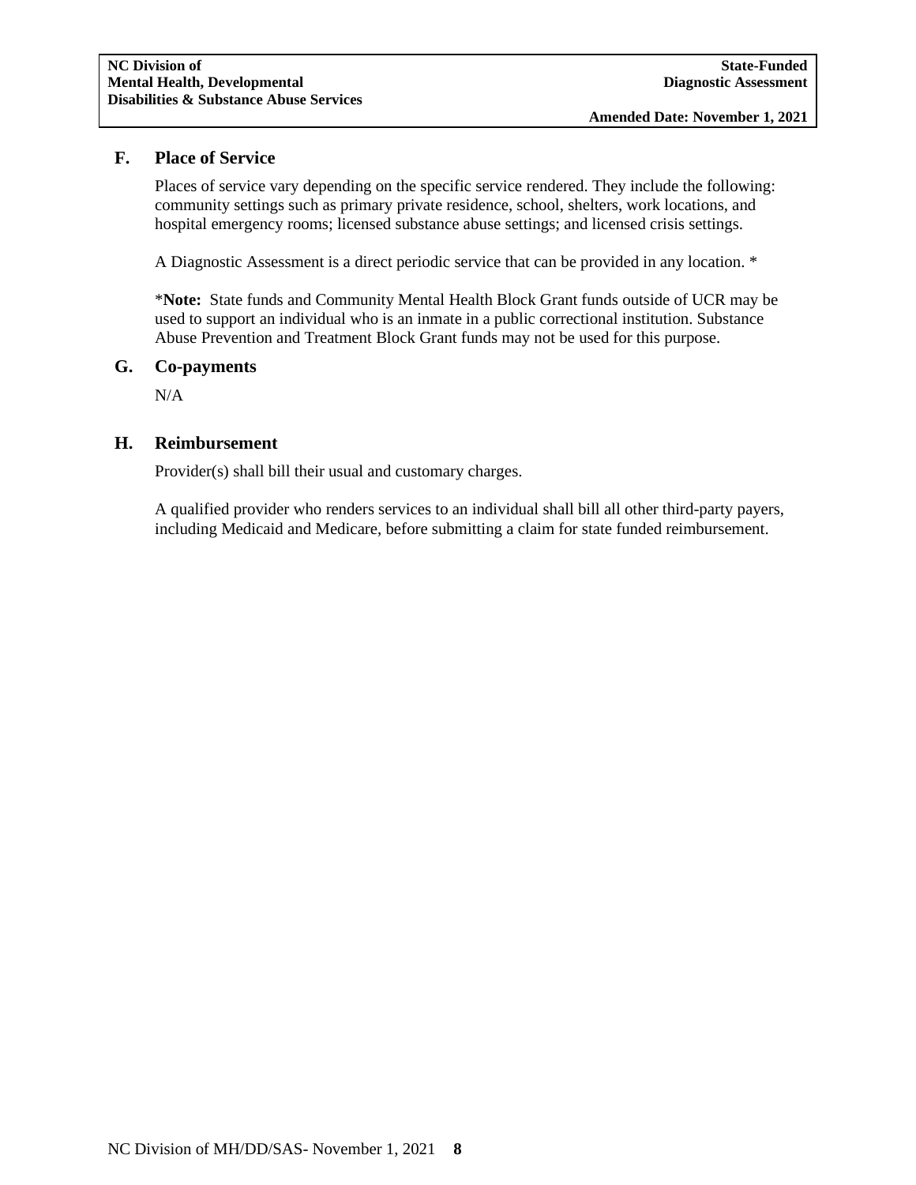## F. Place of Service

Places of service vary depending on the specific service rendered. They include the following: community settings such as primary private residence, school, shelters, work locations, and hospital emergency rooms; licensed substance abuse settings; and licensed crisis settings.

A Diagnostic Assessment is a direct periodic service that can be provided in any location. *

***Note:** State funds and Community Mental Health Block Grant funds outside of UCR may be used to support an individual who is an inmate in a public correctional institution. Substance Abuse Prevention and Treatment Block Grant funds may not be used for this purpose.

## G. Co-payments

N/A

## H. Reimbursement

Provider(s) shall bill their usual and customary charges.

A qualified provider who renders services to an individual shall bill all other third-party payers, including Medicaid and Medicare, before submitting a claim for state funded reimbursement.